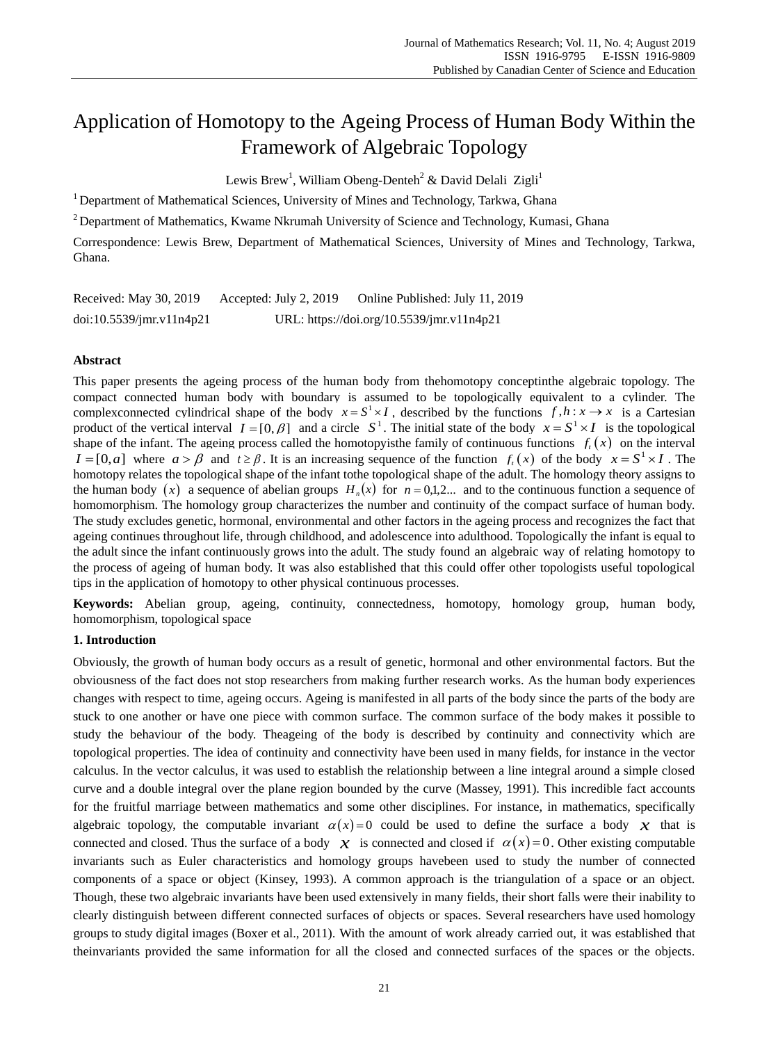Journal of Mathematics Research; Vol. 11, No. 4; August 2019
ISSN 1916-9795 E-ISSN 1916-9809
Published by Canadian Center of Science and Education

# Application of Homotopy to the Ageing Process of Human Body Within the Framework of Algebraic Topology

Lewis Brew[1], William Obeng-Denteh[2] & David Delali Zigli[1]

[1] Department of Mathematical Sciences, University of Mines and Technology, Tarkwa, Ghana

[2] Department of Mathematics, Kwame Nkrumah University of Science and Technology, Kumasi, Ghana

Correspondence: Lewis Brew, Department of Mathematical Sciences, University of Mines and Technology, Tarkwa, Ghana.

Received: May 30, 2019 Accepted: July 2, 2019 Online Published: July 11, 2019

doi:10.5539/jmr.v11n4p21 URL: https://doi.org/10.5539/jmr.v11n4p21

## Abstract

This paper presents the ageing process of the human body from thehomotopy conceptinthe algebraic topology. The compact connected human body with boundary is assumed to be topologically equivalent to a cylinder. The complexconnected cylindrical shape of the body $x = S^1 \times I$, described by the functions $f, h : x \to x$ is a Cartesian product of the vertical interval $I = [0, \beta]$ and a circle $S^1$. The initial state of the body $x = S^1 \times I$ is the topological shape of the infant. The ageing process called the homotopyisthe family of continuous functions $f_t(x)$ on the interval $I = [0, a]$ where $a > \beta$ and $t \geq \beta$. It is an increasing sequence of the function $f_t(x)$ of the body $x = S^1 \times I$. The homotopy relates the topological shape of the infant tothe topological shape of the adult. The homology theory assigns to the human body $(x)$ a sequence of abelian groups $H_n(x)$ for $n = 0,1,2...$ and to the continuous function a sequence of homomorphism. The homology group characterizes the number and continuity of the compact surface of human body. The study excludes genetic, hormonal, environmental and other factors in the ageing process and recognizes the fact that ageing continues throughout life, through childhood, and adolescence into adulthood. Topologically the infant is equal to the adult since the infant continuously grows into the adult. The study found an algebraic way of relating homotopy to the process of ageing of human body. It was also established that this could offer other topologists useful topological tips in the application of homotopy to other physical continuous processes.

**Keywords:** Abelian group, ageing, continuity, connectedness, homotopy, homology group, human body, homomorphism, topological space

## 1. Introduction

Obviously, the growth of human body occurs as a result of genetic, hormonal and other environmental factors. But the obviousness of the fact does not stop researchers from making further research works. As the human body experiences changes with respect to time, ageing occurs. Ageing is manifested in all parts of the body since the parts of the body are stuck to one another or have one piece with common surface. The common surface of the body makes it possible to study the behaviour of the body. Theageing of the body is described by continuity and connectivity which are topological properties. The idea of continuity and connectivity have been used in many fields, for instance in the vector calculus. In the vector calculus, it was used to establish the relationship between a line integral around a simple closed curve and a double integral over the plane region bounded by the curve (Massey, 1991). This incredible fact accounts for the fruitful marriage between mathematics and some other disciplines. For instance, in mathematics, specifically algebraic topology, the computable invariant $\alpha(x) = 0$ could be used to define the surface a body $x$ that is connected and closed. Thus the surface of a body $x$ is connected and closed if $\alpha(x) = 0$. Other existing computable invariants such as Euler characteristics and homology groups havebeen used to study the number of connected components of a space or object (Kinsey, 1993). A common approach is the triangulation of a space or an object. Though, these two algebraic invariants have been used extensively in many fields, their short falls were their inability to clearly distinguish between different connected surfaces of objects or spaces. Several researchers have used homology groups to study digital images (Boxer et al., 2011). With the amount of work already carried out, it was established that theinvariants provided the same information for all the closed and connected surfaces of the spaces or the objects.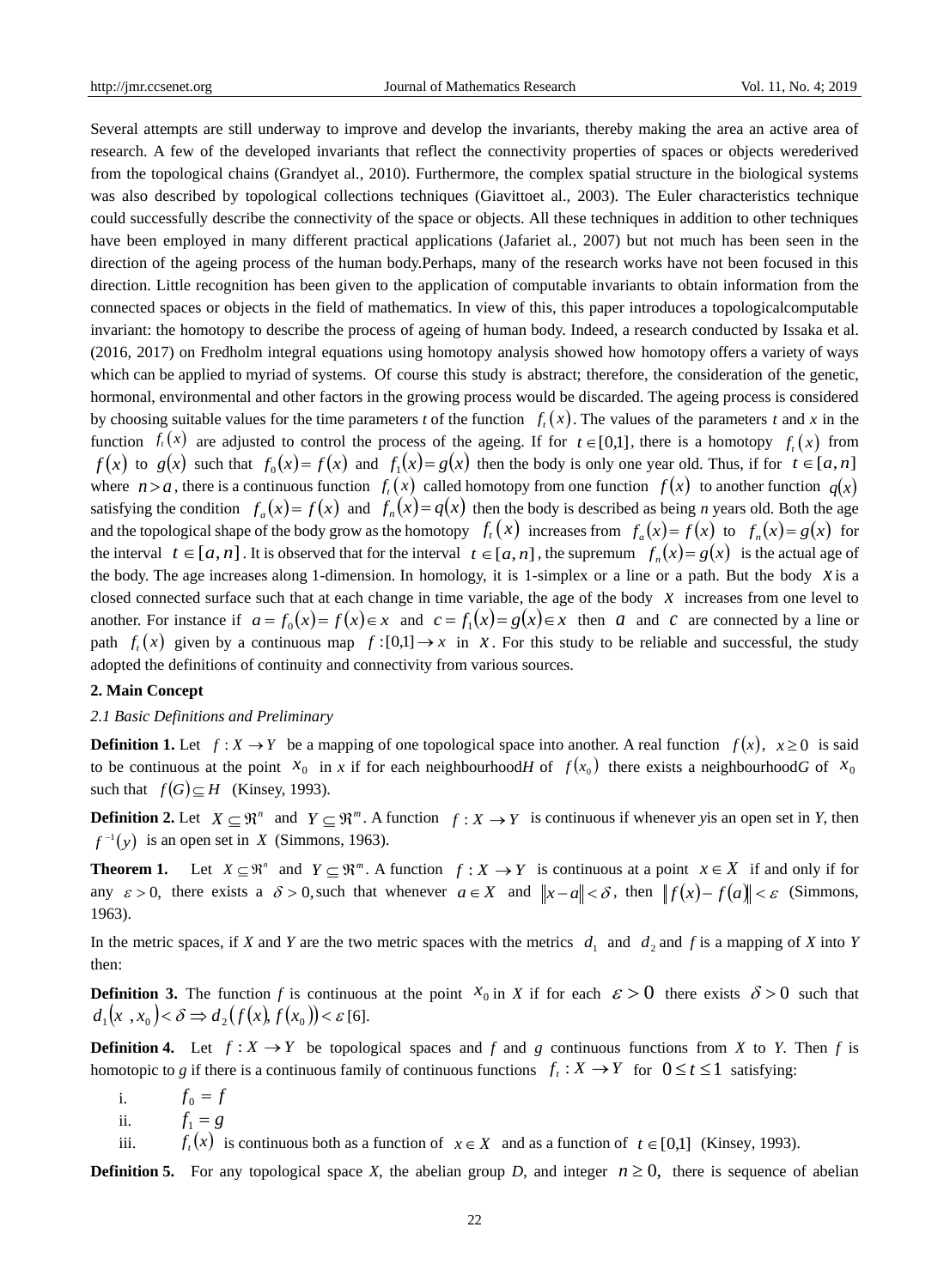Several attempts are still underway to improve and develop the invariants, thereby making the area an active area of research. A few of the developed invariants that reflect the connectivity properties of spaces or objects werederived from the topological chains (Grandyet al., 2010). Furthermore, the complex spatial structure in the biological systems was also described by topological collections techniques (Giavittoet al., 2003). The Euler characteristics technique could successfully describe the connectivity of the space or objects. All these techniques in addition to other techniques have been employed in many different practical applications (Jafariet al., 2007) but not much has been seen in the direction of the ageing process of the human body.Perhaps, many of the research works have not been focused in this direction. Little recognition has been given to the application of computable invariants to obtain information from the connected spaces or objects in the field of mathematics. In view of this, this paper introduces a topologicalcomputable invariant: the homotopy to describe the process of ageing of human body. Indeed, a research conducted by Issaka et al. (2016, 2017) on Fredholm integral equations using homotopy analysis showed how homotopy offers a variety of ways which can be applied to myriad of systems. Of course this study is abstract; therefore, the consideration of the genetic, hormonal, environmental and other factors in the growing process would be discarded. The ageing process is considered by choosing suitable values for the time parameters *t* of the function $f_t(x)$. The values of the parameters *t* and *x* in the function $f_t(x)$ are adjusted to control the process of the ageing. If for $t \in [0,1]$, there is a homotopy $f_t(x)$ from $f(x)$ to $g(x)$ such that $f_0(x) = f(x)$ and $f_1(x) = g(x)$ then the body is only one year old. Thus, if for $t \in [a, n]$ where $n > a$, there is a continuous function $f_t(x)$ called homotopy from one function $f(x)$ to another function $q(x)$ satisfying the condition $f_a(x) = f(x)$ and $f_n(x) = q(x)$ then the body is described as being *n* years old. Both the age and the topological shape of the body grow as the homotopy $f_t(x)$ increases from $f_a(x) = f(x)$ to $f_n(x) = g(x)$ for the interval $t \in [a, n]$. It is observed that for the interval $t \in [a, n]$, the supremum $f_n(x) = g(x)$ is the actual age of the body. The age increases along 1-dimension. In homology, it is 1-simplex or a line or a path. But the body $x$ is a closed connected surface such that at each change in time variable, the age of the body $x$ increases from one level to another. For instance if $a = f_0(x) = f(x) \in x$ and $c = f_1(x) = g(x) \in x$ then $a$ and $c$ are connected by a line or path $f_t(x)$ given by a continuous map $f : [0,1] \to x$ in $x$. For this study to be reliable and successful, the study adopted the definitions of continuity and connectivity from various sources.

## 2. Main Concept

### *2.1 Basic Definitions and Preliminary*

**Definition 1.** Let $f : X \to Y$ be a mapping of one topological space into another. A real function $f(x),\ x \geq 0$ is said to be continuous at the point $x_0$ in *x* if for each neighbourhood*H* of $f(x_0)$ there exists a neighbourhood*G* of $x_0$ such that $f(G) \subseteq H$ (Kinsey, 1993).

**Definition 2.** Let $X \subseteq \Re^n$ and $Y \subseteq \Re^m$. A function $f : X \to Y$ is continuous if whenever *y*is an open set in *Y*, then $f^{-1}(y)$ is an open set in $X$ (Simmons, 1963).

**Theorem 1.** Let $X \subseteq \Re^n$ and $Y \subseteq \Re^m$. A function $f : X \to Y$ is continuous at a point $x \in X$ if and only if for any $\varepsilon > 0$, there exists a $\delta > 0$, such that whenever $a \in X$ and $\|x - a\| < \delta$, then $\|f(x) - f(a)\| < \varepsilon$ (Simmons, 1963).

In the metric spaces, if *X* and *Y* are the two metric spaces with the metrics $d_1$ and $d_2$ and *f* is a mapping of *X* into *Y* then:

**Definition 3.** The function *f* is continuous at the point $x_0$ in *X* if for each $\varepsilon > 0$ there exists $\delta > 0$ such that $d_1(x\ , x_0) < \delta \Rightarrow d_2(f(x), f(x_0)) < \varepsilon$ [6].

**Definition 4.** Let $f : X \to Y$ be topological spaces and *f* and *g* continuous functions from *X* to *Y*. Then *f* is homotopic to *g* if there is a continuous family of continuous functions $f_t : X \to Y$ for $0 \leq t \leq 1$ satisfying:

i. $f_0 = f$

ii. $f_1 = g$

iii. $f_t(x)$ is continuous both as a function of $x \in X$ and as a function of $t \in [0,1]$ (Kinsey, 1993).

**Definition 5.** For any topological space *X*, the abelian group *D*, and integer $n \geq 0$, there is sequence of abelian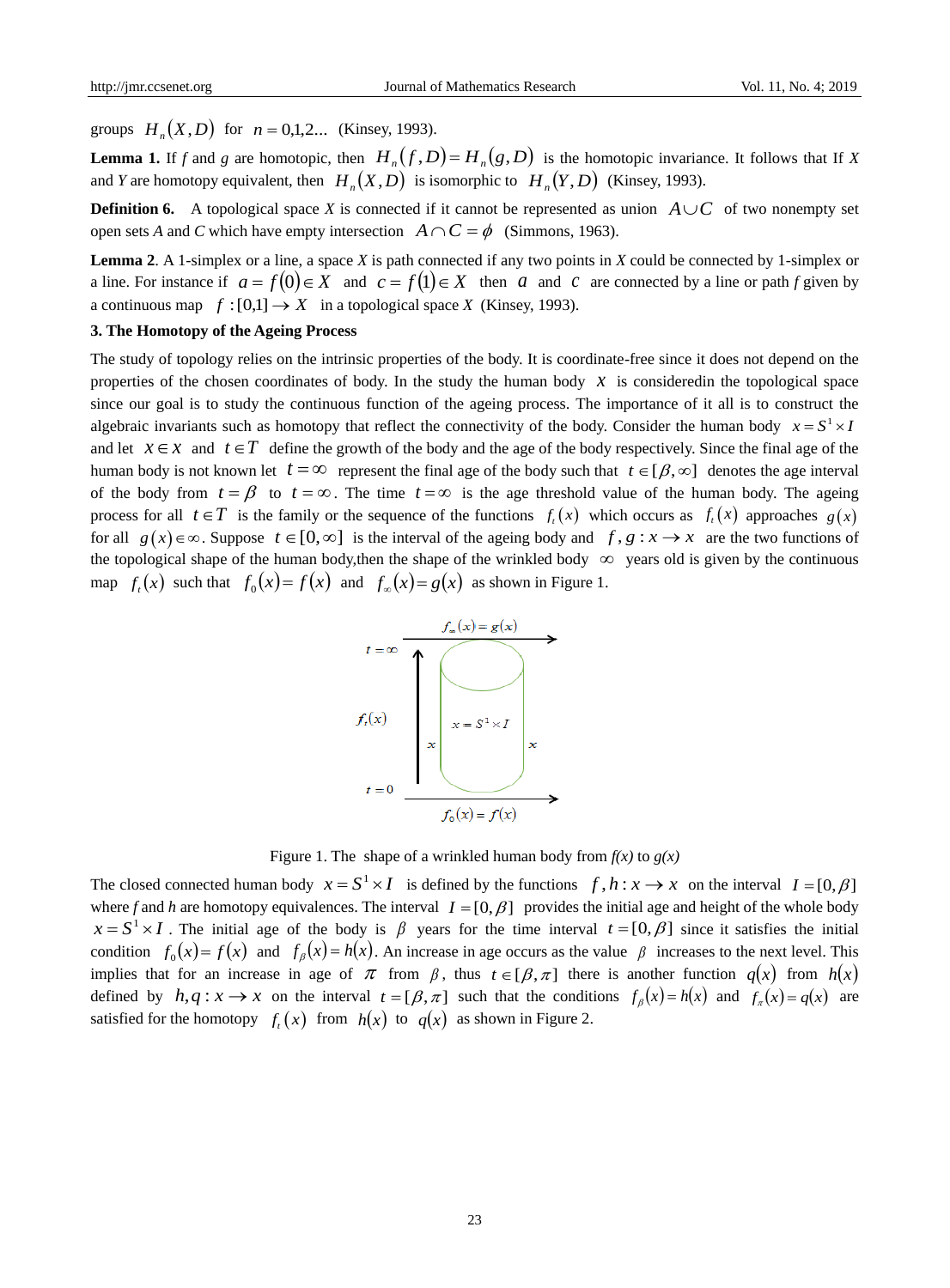groups $H_n(X,D)$ for $n = 0,1,2...$ (Kinsey, 1993).

**Lemma 1.** If *f* and *g* are homotopic, then $H_n(f,D) = H_n(g,D)$ is the homotopic invariance. It follows that If *X* and *Y* are homotopy equivalent, then $H_n(X,D)$ is isomorphic to $H_n(Y,D)$ (Kinsey, 1993).

**Definition 6.** A topological space *X* is connected if it cannot be represented as union $A \cup C$ of two nonempty set open sets *A* and *C* which have empty intersection $A \cap C = \phi$ (Simmons, 1963).

**Lemma 2**. A 1-simplex or a line, a space *X* is path connected if any two points in *X* could be connected by 1-simplex or a line. For instance if $a = f(0) \in X$ and $c = f(1) \in X$ then $a$ and $c$ are connected by a line or path *f* given by a continuous map $f : [0,1] \to X$ in a topological space *X* (Kinsey, 1993).

### 3. The Homotopy of the Ageing Process

The study of topology relies on the intrinsic properties of the body. It is coordinate-free since it does not depend on the properties of the chosen coordinates of body. In the study the human body $x$ is consideredin the topological space since our goal is to study the continuous function of the ageing process. The importance of it all is to construct the algebraic invariants such as homotopy that reflect the connectivity of the body. Consider the human body $x = S^1 \times I$ and let $x \in x$ and $t \in T$ define the growth of the body and the age of the body respectively. Since the final age of the human body is not known let $t = \infty$ represent the final age of the body such that $t \in [\beta, \infty]$ denotes the age interval of the body from $t = \beta$ to $t = \infty$. The time $t = \infty$ is the age threshold value of the human body. The ageing process for all $t \in T$ is the family or the sequence of the functions $f_t(x)$ which occurs as $f_t(x)$ approaches $g(x)$ for all $g(x) \in \infty$. Suppose $t \in [0, \infty]$ is the interval of the ageing body and $f, g : x \to x$ are the two functions of the topological shape of the human body,then the shape of the wrinkled body $\infty$ years old is given by the continuous map $f_t(x)$ such that $f_0(x) = f(x)$ and $f_\infty(x) = g(x)$ as shown in Figure 1.

Figure 1. The shape of a wrinkled human body from *f(x)* to *g(x)*

The closed connected human body $x = S^1 \times I$ is defined by the functions $f, h : x \to x$ on the interval $I = [0, \beta]$ where *f* and *h* are homotopy equivalences. The interval $I = [0, \beta]$ provides the initial age and height of the whole body $x = S^1 \times I$. The initial age of the body is $\beta$ years for the time interval $t = [0, \beta]$ since it satisfies the initial condition $f_0(x) = f(x)$ and $f_\beta(x) = h(x)$. An increase in age occurs as the value $\beta$ increases to the next level. This implies that for an increase in age of $\pi$ from $\beta$, thus $t \in [\beta, \pi]$ there is another function $q(x)$ from $h(x)$ defined by $h, q : x \to x$ on the interval $t = [\beta, \pi]$ such that the conditions $f_\beta(x) = h(x)$ and $f_\pi(x) = q(x)$ are satisfied for the homotopy $f_t(x)$ from $h(x)$ to $q(x)$ as shown in Figure 2.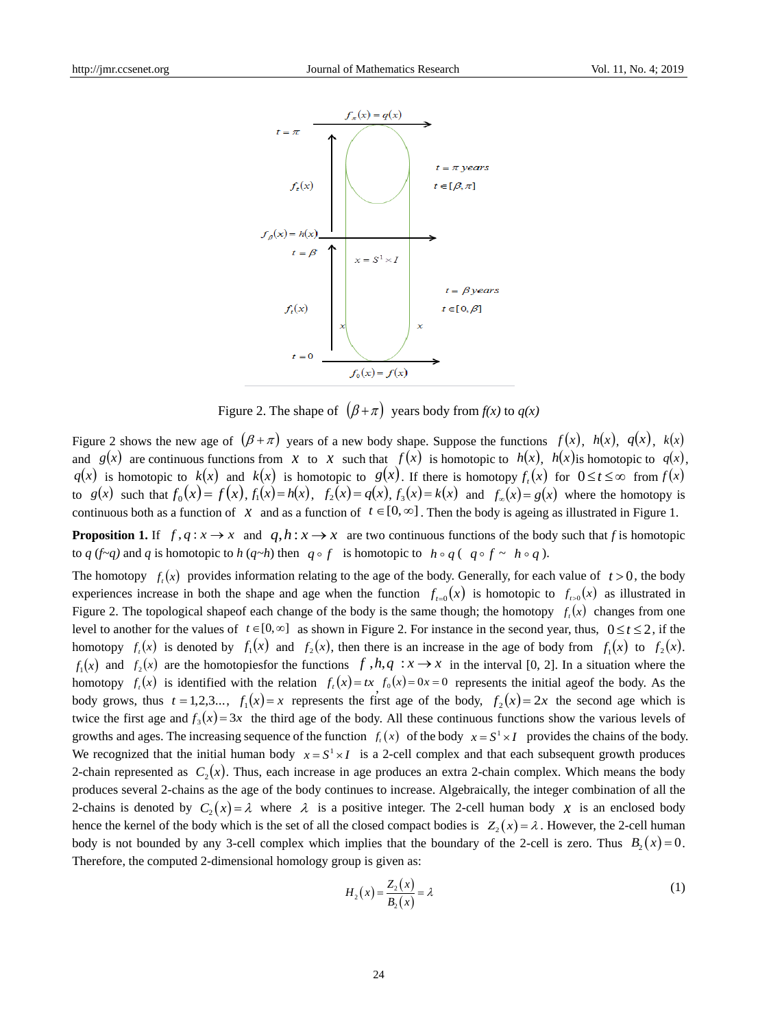Figure 2. The shape of $(\beta+\pi)$ years body from *f(x)* to *q(x)*

Figure 2 shows the new age of $(\beta+\pi)$ years of a new body shape. Suppose the functions $f(x)$, $h(x)$, $q(x)$, $k(x)$ and $g(x)$ are continuous functions from $X$ to $X$ such that $f(x)$ is homotopic to $h(x)$, $h(x)$is homotopic to $q(x)$, $q(x)$ is homotopic to $k(x)$ and $k(x)$ is homotopic to $g(x)$. If there is homotopy $f_t(x)$ for $0 \le t \le \infty$ from $f(x)$ to $g(x)$ such that $f_0(x) = f(x)$, $f_1(x) = h(x)$, $f_2(x) = q(x)$, $f_3(x) = k(x)$ and $f_\infty(x) = g(x)$ where the homotopy is continuous both as a function of $X$ and as a function of $t \in [0, \infty]$. Then the body is ageing as illustrated in Figure 1.

**Proposition 1.** If $f, q : x \to x$ and $q, h : x \to x$ are two continuous functions of the body such that *f* is homotopic to *q* (*f~q*) and *q* is homotopic to *h* (*q~h*) then $q \circ f$ is homotopic to $h \circ q$ ( $q \circ f \sim h \circ q$ ).

The homotopy $f_t(x)$ provides information relating to the age of the body. Generally, for each value of $t > 0$, the body experiences increase in both the shape and age when the function $f_{t=0}(x)$ is homotopic to $f_{t>0}(x)$ as illustrated in Figure 2. The topological shapeof each change of the body is the same though; the homotopy $f_t(x)$ changes from one level to another for the values of $t \in [0, \infty]$ as shown in Figure 2. For instance in the second year, thus, $0 \le t \le 2$, if the homotopy $f_t(x)$ is denoted by $f_1(x)$ and $f_2(x)$, then there is an increase in the age of body from $f_1(x)$ to $f_2(x)$. $f_1(x)$ and $f_2(x)$ are the homotopiesfor the functions $f, h, q : x \to x$ in the interval [0, 2]. In a situation where the homotopy $f_t(x)$ is identified with the relation $f_t(x) = tx$, $f_0(x) = 0x = 0$ represents the initial ageof the body. As the body grows, thus $t = 1, 2, 3...$, $f_1(x) = x$ represents the first age of the body, $f_2(x) = 2x$ the second age which is twice the first age and $f_3(x) = 3x$ the third age of the body. All these continuous functions show the various levels of growths and ages. The increasing sequence of the function $f_t(x)$ of the body $x = S^1 \times I$ provides the chains of the body. We recognized that the initial human body $x = S^1 \times I$ is a 2-cell complex and that each subsequent growth produces 2-chain represented as $C_2(x)$. Thus, each increase in age produces an extra 2-chain complex. Which means the body produces several 2-chains as the age of the body continues to increase. Algebraically, the integer combination of all the 2-chains is denoted by $C_2(x) = \lambda$ where $\lambda$ is a positive integer. The 2-cell human body $\chi$ is an enclosed body hence the kernel of the body which is the set of all the closed compact bodies is $Z_2(x) = \lambda$. However, the 2-cell human body is not bounded by any 3-cell complex which implies that the boundary of the 2-cell is zero. Thus $B_2(x) = 0$. Therefore, the computed 2-dimensional homology group is given as:

$$H_2(x) = \frac{Z_2(x)}{B_2(x)} = \lambda \tag{1}$$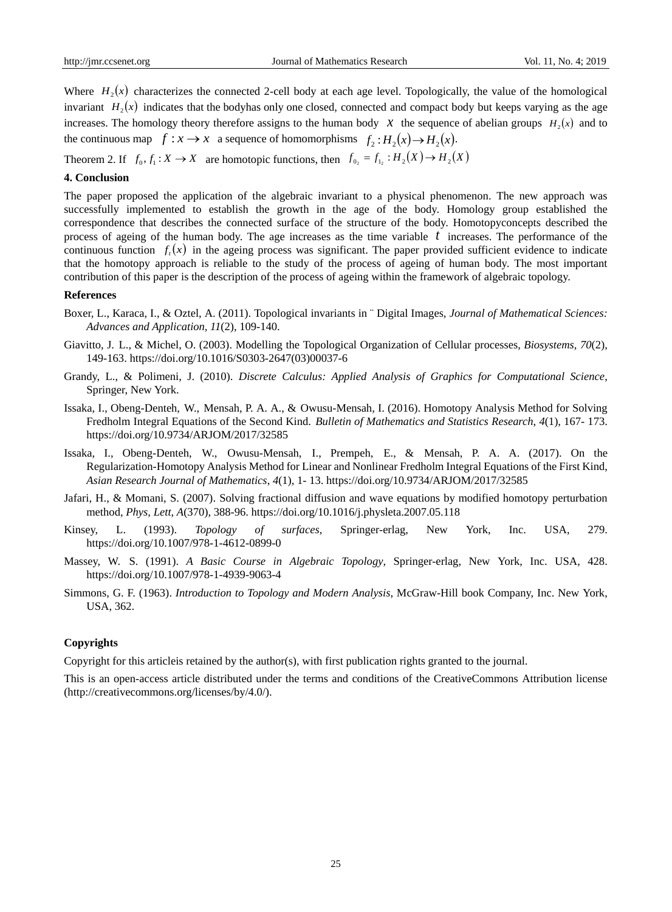Where $H_2(x)$ characterizes the connected 2-cell body at each age level. Topologically, the value of the homological invariant $H_2(x)$ indicates that the bodyhas only one closed, connected and compact body but keeps varying as the age increases. The homology theory therefore assigns to the human body $x$ the sequence of abelian groups $H_2(x)$ and to the continuous map $f : x \to x$ a sequence of homomorphisms $f_2 : H_2(x) \to H_2(x)$.

Theorem 2. If $f_0, f_1 : X \to X$ are homotopic functions, then $f_{0_2} = f_{1_2} : H_2(X) \to H_2(X)$

## 4. Conclusion

The paper proposed the application of the algebraic invariant to a physical phenomenon. The new approach was successfully implemented to establish the growth in the age of the body. Homology group established the correspondence that describes the connected surface of the structure of the body. Homotopyconcepts described the process of ageing of the human body. The age increases as the time variable $t$ increases. The performance of the continuous function $f_t(x)$ in the ageing process was significant. The paper provided sufficient evidence to indicate that the homotopy approach is reliable to the study of the process of ageing of human body. The most important contribution of this paper is the description of the process of ageing within the framework of algebraic topology.

## References

Boxer, L., Karaca, I., & Oztel, A. (2011). Topological invariants in ¨ Digital Images, *Journal of Mathematical Sciences: Advances and Application, 11*(2), 109-140.

Giavitto, J. L., & Michel, O. (2003). Modelling the Topological Organization of Cellular processes, *Biosystems, 70*(2), 149-163. https://doi.org/10.1016/S0303-2647(03)00037-6

Grandy, L., & Polimeni, J. (2010). *Discrete Calculus: Applied Analysis of Graphics for Computational Science*, Springer, New York.

Issaka, I., Obeng-Denteh, W., Mensah, P. A. A., & Owusu-Mensah, I. (2016). Homotopy Analysis Method for Solving Fredholm Integral Equations of the Second Kind. *Bulletin of Mathematics and Statistics Research*, *4*(1), 167- 173. https://doi.org/10.9734/ARJOM/2017/32585

Issaka, I., Obeng-Denteh, W., Owusu-Mensah, I., Prempeh, E., & Mensah, P. A. A. (2017). On the Regularization-Homotopy Analysis Method for Linear and Nonlinear Fredholm Integral Equations of the First Kind, *Asian Research Journal of Mathematics*, *4*(1), 1- 13. https://doi.org/10.9734/ARJOM/2017/32585

Jafari, H., & Momani, S. (2007). Solving fractional diffusion and wave equations by modified homotopy perturbation method, *Phys, Lett, A*(370), 388-96. https://doi.org/10.1016/j.physleta.2007.05.118

Kinsey, L. (1993). *Topology of surfaces*, Springer-erlag, New York, Inc. USA, 279. https://doi.org/10.1007/978-1-4612-0899-0

Massey, W. S. (1991). *A Basic Course in Algebraic Topology*, Springer-erlag, New York, Inc. USA, 428. https://doi.org/10.1007/978-1-4939-9063-4

Simmons, G. F. (1963). *Introduction to Topology and Modern Analysis*, McGraw-Hill book Company, Inc. New York, USA, 362.

## Copyrights

Copyright for this articleis retained by the author(s), with first publication rights granted to the journal.

This is an open-access article distributed under the terms and conditions of the CreativeCommons Attribution license (http://creativecommons.org/licenses/by/4.0/).